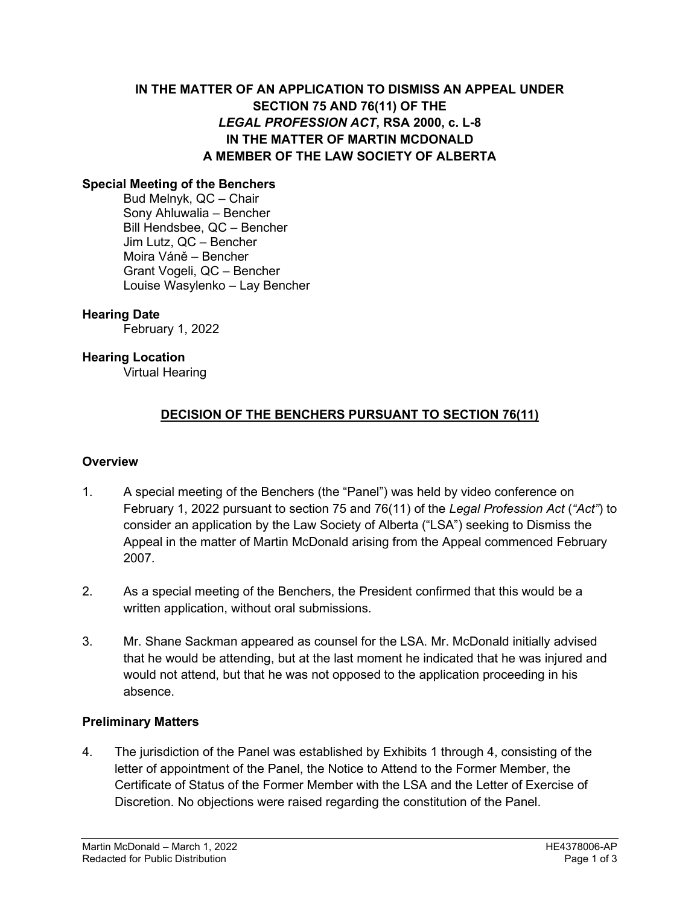**IN THE MATTER OF AN APPLICATION TO DISMISS AN APPEAL UNDER SECTION 75 AND 76(11) OF THE *LEGAL PROFESSION ACT*, RSA 2000, c. L-8**
**IN THE MATTER OF MARTIN MCDONALD**
**A MEMBER OF THE LAW SOCIETY OF ALBERTA**

**Special Meeting of the Benchers**

Bud Melnyk, QC – Chair
Sony Ahluwalia – Bencher
Bill Hendsbee, QC – Bencher
Jim Lutz, QC – Bencher
Moira Váně – Bencher
Grant Vogeli, QC – Bencher
Louise Wasylenko – Lay Bencher

**Hearing Date**

February 1, 2022

**Hearing Location**

Virtual Hearing

## DECISION OF THE BENCHERS PURSUANT TO SECTION 76(11)

### Overview

1. A special meeting of the Benchers (the "Panel") was held by video conference on February 1, 2022 pursuant to section 75 and 76(11) of the *Legal Profession Act* (*"Act"*) to consider an application by the Law Society of Alberta ("LSA") seeking to Dismiss the Appeal in the matter of Martin McDonald arising from the Appeal commenced February 2007.

2. As a special meeting of the Benchers, the President confirmed that this would be a written application, without oral submissions.

3. Mr. Shane Sackman appeared as counsel for the LSA. Mr. McDonald initially advised that he would be attending, but at the last moment he indicated that he was injured and would not attend, but that he was not opposed to the application proceeding in his absence.

### Preliminary Matters

4. The jurisdiction of the Panel was established by Exhibits 1 through 4, consisting of the letter of appointment of the Panel, the Notice to Attend to the Former Member, the Certificate of Status of the Former Member with the LSA and the Letter of Exercise of Discretion. No objections were raised regarding the constitution of the Panel.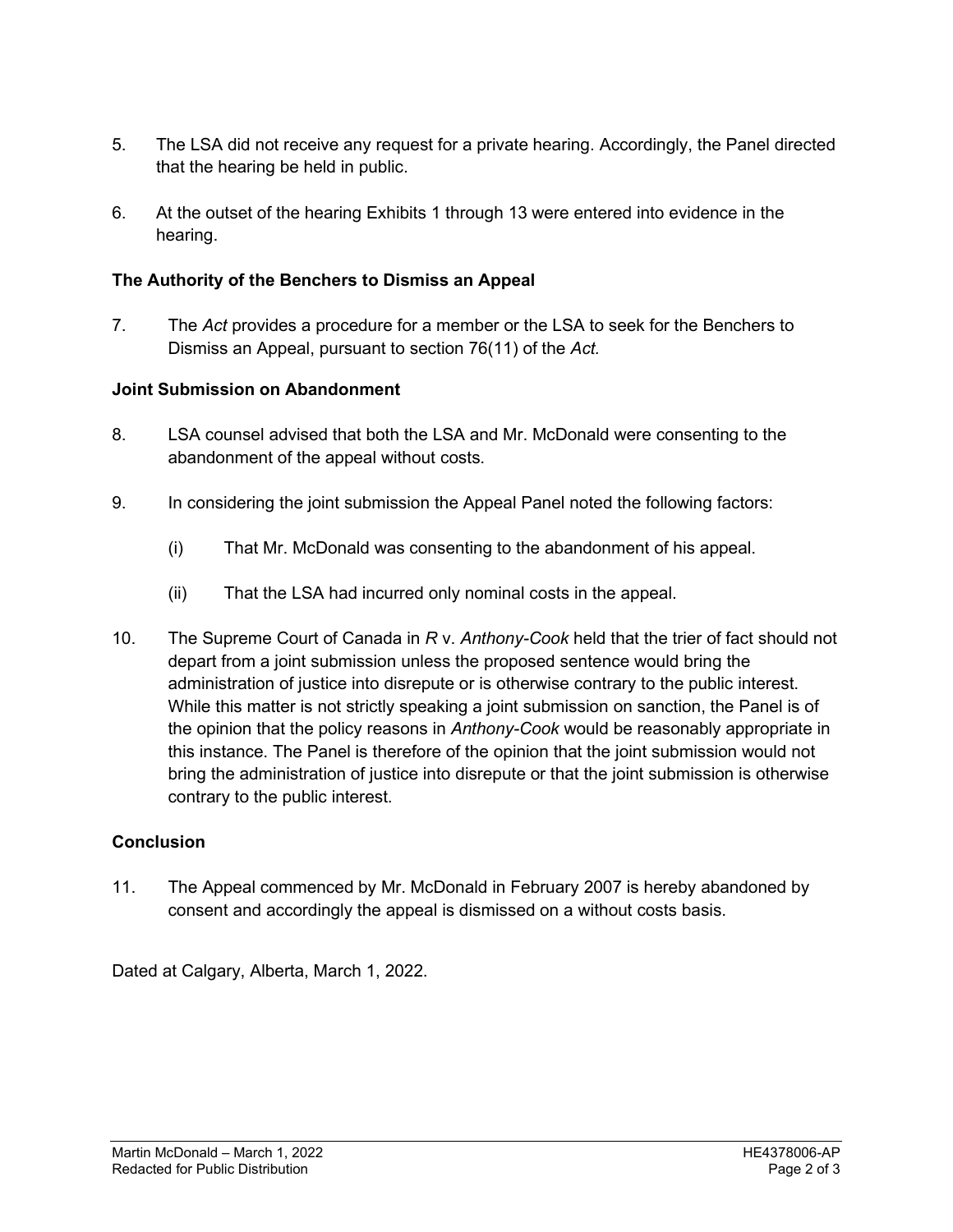5. The LSA did not receive any request for a private hearing. Accordingly, the Panel directed that the hearing be held in public.

6. At the outset of the hearing Exhibits 1 through 13 were entered into evidence in the hearing.

### The Authority of the Benchers to Dismiss an Appeal

7. The *Act* provides a procedure for a member or the LSA to seek for the Benchers to Dismiss an Appeal, pursuant to section 76(11) of the *Act.*

### Joint Submission on Abandonment

8. LSA counsel advised that both the LSA and Mr. McDonald were consenting to the abandonment of the appeal without costs.

9. In considering the joint submission the Appeal Panel noted the following factors:

   (i) That Mr. McDonald was consenting to the abandonment of his appeal.

   (ii) That the LSA had incurred only nominal costs in the appeal.

10. The Supreme Court of Canada in *R* v. *Anthony-Cook* held that the trier of fact should not depart from a joint submission unless the proposed sentence would bring the administration of justice into disrepute or is otherwise contrary to the public interest. While this matter is not strictly speaking a joint submission on sanction, the Panel is of the opinion that the policy reasons in *Anthony-Cook* would be reasonably appropriate in this instance. The Panel is therefore of the opinion that the joint submission would not bring the administration of justice into disrepute or that the joint submission is otherwise contrary to the public interest.

### Conclusion

11. The Appeal commenced by Mr. McDonald in February 2007 is hereby abandoned by consent and accordingly the appeal is dismissed on a without costs basis.

Dated at Calgary, Alberta, March 1, 2022.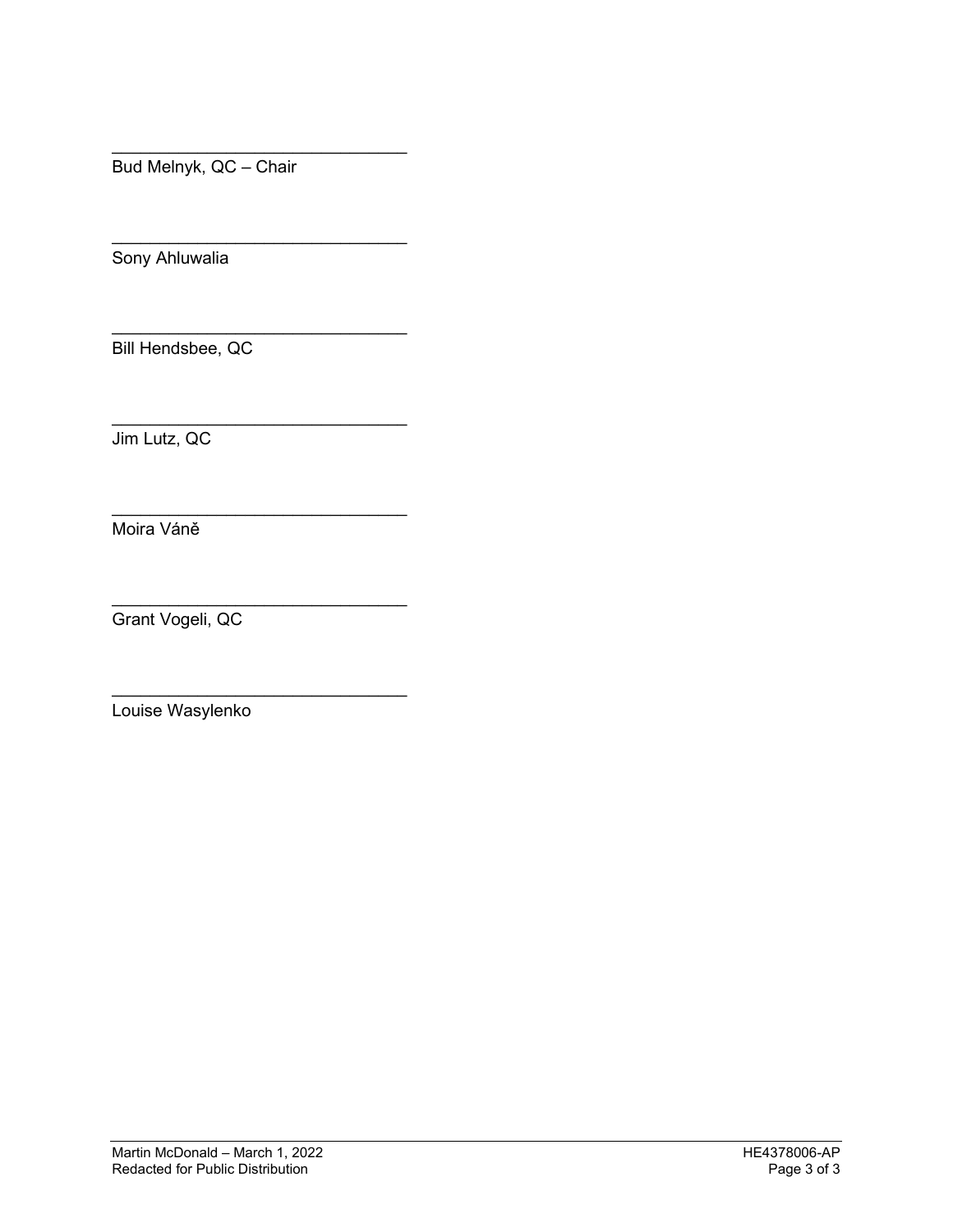\_\_\_\_\_\_\_\_\_\_\_\_\_\_\_\_\_\_\_\_\_\_\_\_\_\_\_\_\_\_

Bud Melnyk, QC – Chair

\_\_\_\_\_\_\_\_\_\_\_\_\_\_\_\_\_\_\_\_\_\_\_\_\_\_\_\_\_\_

Sony Ahluwalia

\_\_\_\_\_\_\_\_\_\_\_\_\_\_\_\_\_\_\_\_\_\_\_\_\_\_\_\_\_\_

Bill Hendsbee, QC

\_\_\_\_\_\_\_\_\_\_\_\_\_\_\_\_\_\_\_\_\_\_\_\_\_\_\_\_\_\_

Jim Lutz, QC

\_\_\_\_\_\_\_\_\_\_\_\_\_\_\_\_\_\_\_\_\_\_\_\_\_\_\_\_\_\_

Moira Váně

\_\_\_\_\_\_\_\_\_\_\_\_\_\_\_\_\_\_\_\_\_\_\_\_\_\_\_\_\_\_

Grant Vogeli, QC

\_\_\_\_\_\_\_\_\_\_\_\_\_\_\_\_\_\_\_\_\_\_\_\_\_\_\_\_\_\_

Louise Wasylenko